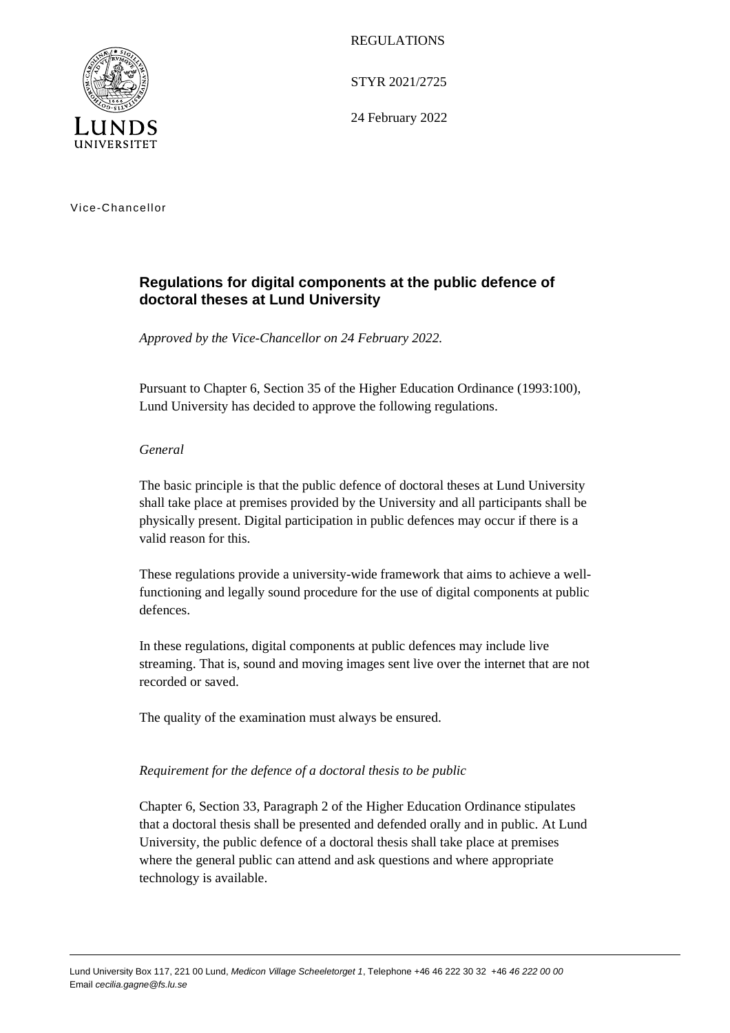REGULATIONS

STYR 2021/2725

24 February 2022

Vice-Chancellor

## Regulations for digital components at the public defence of doctoral theses at Lund University

*Approved by the Vice-Chancellor on 24 February 2022.*

Pursuant to Chapter 6, Section 35 of the Higher Education Ordinance (1993:100), Lund University has decided to approve the following regulations.

*General*

The basic principle is that the public defence of doctoral theses at Lund University shall take place at premises provided by the University and all participants shall be physically present. Digital participation in public defences may occur if there is a valid reason for this.

These regulations provide a university-wide framework that aims to achieve a well-functioning and legally sound procedure for the use of digital components at public defences.

In these regulations, digital components at public defences may include live streaming. That is, sound and moving images sent live over the internet that are not recorded or saved.

The quality of the examination must always be ensured.

*Requirement for the defence of a doctoral thesis to be public*

Chapter 6, Section 33, Paragraph 2 of the Higher Education Ordinance stipulates that a doctoral thesis shall be presented and defended orally and in public. At Lund University, the public defence of a doctoral thesis shall take place at premises where the general public can attend and ask questions and where appropriate technology is available.

Lund University Box 117, 221 00 Lund, *Medicon Village Scheeletorget 1*, Telephone +46 46 222 30 32 +46 *46 222 00 00*
Email *cecilia.gagne@fs.lu.se*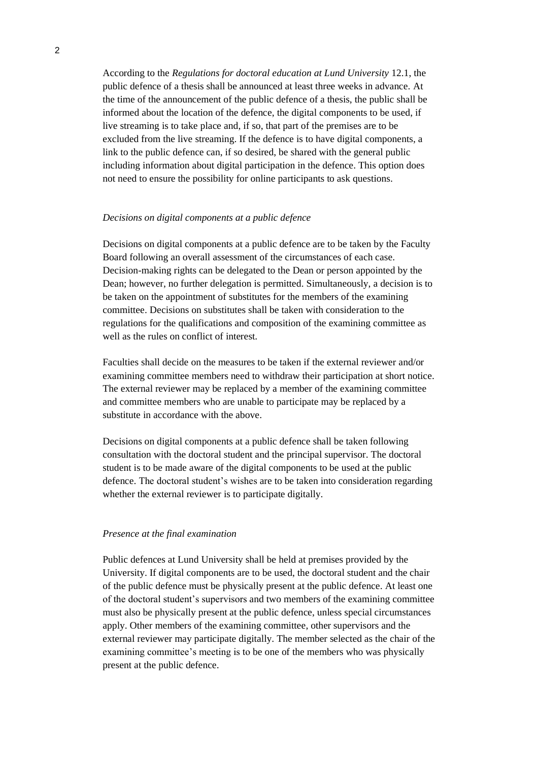According to the *Regulations for doctoral education at Lund University* 12.1, the public defence of a thesis shall be announced at least three weeks in advance. At the time of the announcement of the public defence of a thesis, the public shall be informed about the location of the defence, the digital components to be used, if live streaming is to take place and, if so, that part of the premises are to be excluded from the live streaming. If the defence is to have digital components, a link to the public defence can, if so desired, be shared with the general public including information about digital participation in the defence. This option does not need to ensure the possibility for online participants to ask questions.

*Decisions on digital components at a public defence*

Decisions on digital components at a public defence are to be taken by the Faculty Board following an overall assessment of the circumstances of each case. Decision-making rights can be delegated to the Dean or person appointed by the Dean; however, no further delegation is permitted. Simultaneously, a decision is to be taken on the appointment of substitutes for the members of the examining committee. Decisions on substitutes shall be taken with consideration to the regulations for the qualifications and composition of the examining committee as well as the rules on conflict of interest.

Faculties shall decide on the measures to be taken if the external reviewer and/or examining committee members need to withdraw their participation at short notice. The external reviewer may be replaced by a member of the examining committee and committee members who are unable to participate may be replaced by a substitute in accordance with the above.

Decisions on digital components at a public defence shall be taken following consultation with the doctoral student and the principal supervisor. The doctoral student is to be made aware of the digital components to be used at the public defence. The doctoral student's wishes are to be taken into consideration regarding whether the external reviewer is to participate digitally.

*Presence at the final examination*

Public defences at Lund University shall be held at premises provided by the University. If digital components are to be used, the doctoral student and the chair of the public defence must be physically present at the public defence. At least one of the doctoral student's supervisors and two members of the examining committee must also be physically present at the public defence, unless special circumstances apply. Other members of the examining committee, other supervisors and the external reviewer may participate digitally. The member selected as the chair of the examining committee's meeting is to be one of the members who was physically present at the public defence.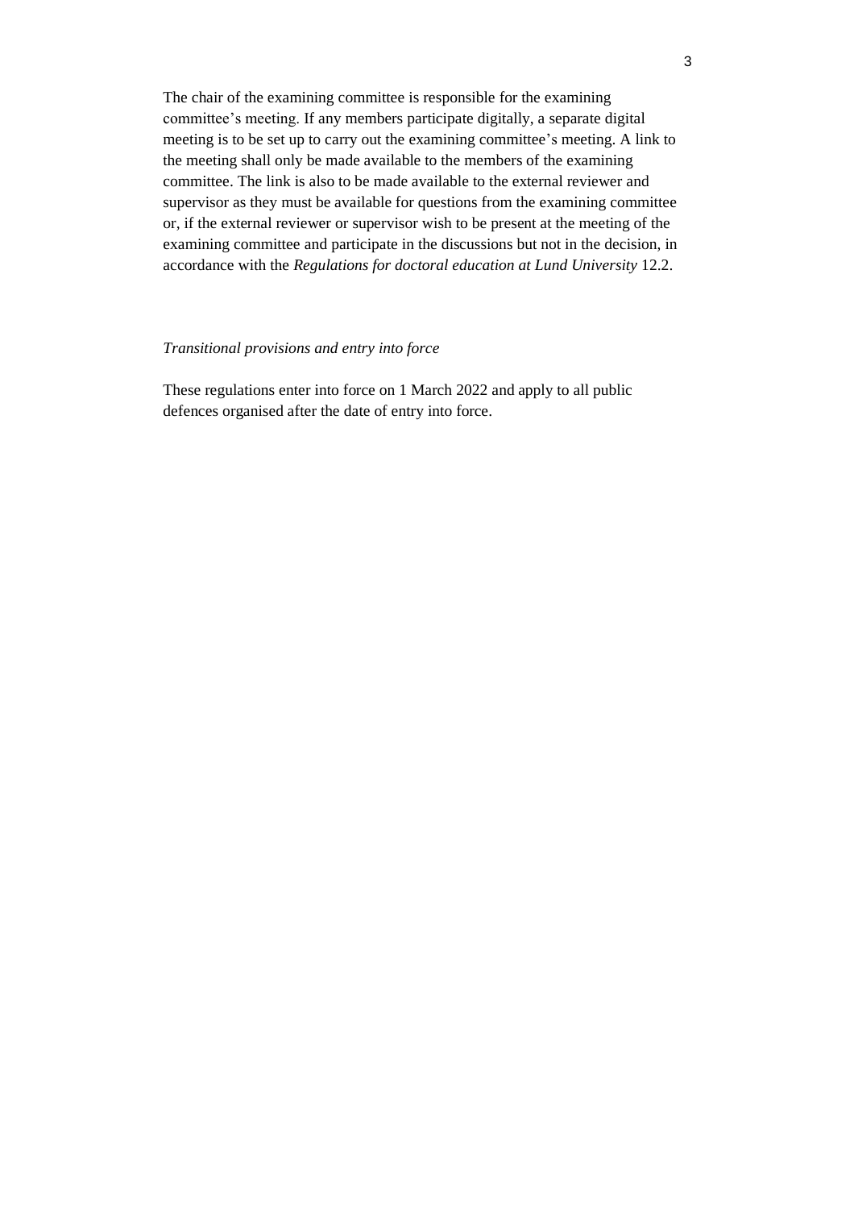The chair of the examining committee is responsible for the examining committee's meeting. If any members participate digitally, a separate digital meeting is to be set up to carry out the examining committee's meeting. A link to the meeting shall only be made available to the members of the examining committee. The link is also to be made available to the external reviewer and supervisor as they must be available for questions from the examining committee or, if the external reviewer or supervisor wish to be present at the meeting of the examining committee and participate in the discussions but not in the decision, in accordance with the *Regulations for doctoral education at Lund University* 12.2.

*Transitional provisions and entry into force*

These regulations enter into force on 1 March 2022 and apply to all public defences organised after the date of entry into force.